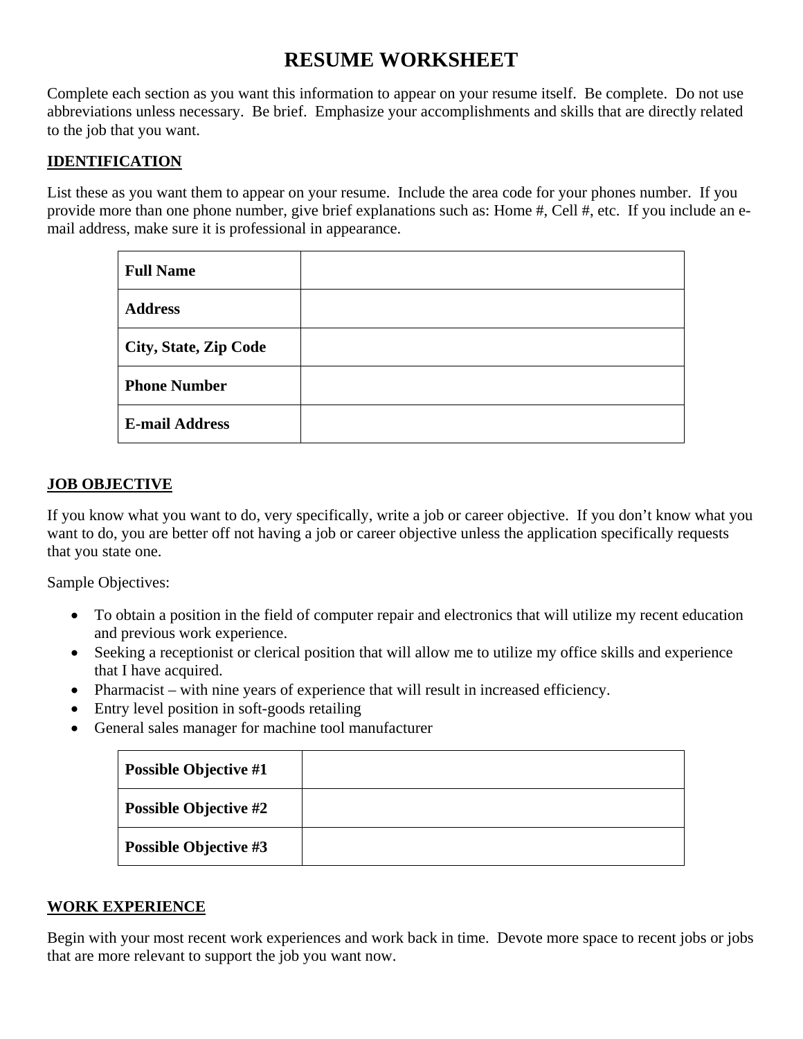# RESUME WORKSHEET

Complete each section as you want this information to appear on your resume itself. Be complete. Do not use abbreviations unless necessary. Be brief. Emphasize your accomplishments and skills that are directly related to the job that you want.

## IDENTIFICATION

List these as you want them to appear on your resume. Include the area code for your phones number. If you provide more than one phone number, give brief explanations such as: Home #, Cell #, etc. If you include an e-mail address, make sure it is professional in appearance.

| | |
|---|---|
| **Full Name** | |
| **Address** | |
| **City, State, Zip Code** | |
| **Phone Number** | |
| **E-mail Address** | |

## JOB OBJECTIVE

If you know what you want to do, very specifically, write a job or career objective. If you don't know what you want to do, you are better off not having a job or career objective unless the application specifically requests that you state one.

Sample Objectives:

- To obtain a position in the field of computer repair and electronics that will utilize my recent education and previous work experience.
- Seeking a receptionist or clerical position that will allow me to utilize my office skills and experience that I have acquired.
- Pharmacist – with nine years of experience that will result in increased efficiency.
- Entry level position in soft-goods retailing
- General sales manager for machine tool manufacturer

| | |
|---|---|
| **Possible Objective #1** | |
| **Possible Objective #2** | |
| **Possible Objective #3** | |

## WORK EXPERIENCE

Begin with your most recent work experiences and work back in time. Devote more space to recent jobs or jobs that are more relevant to support the job you want now.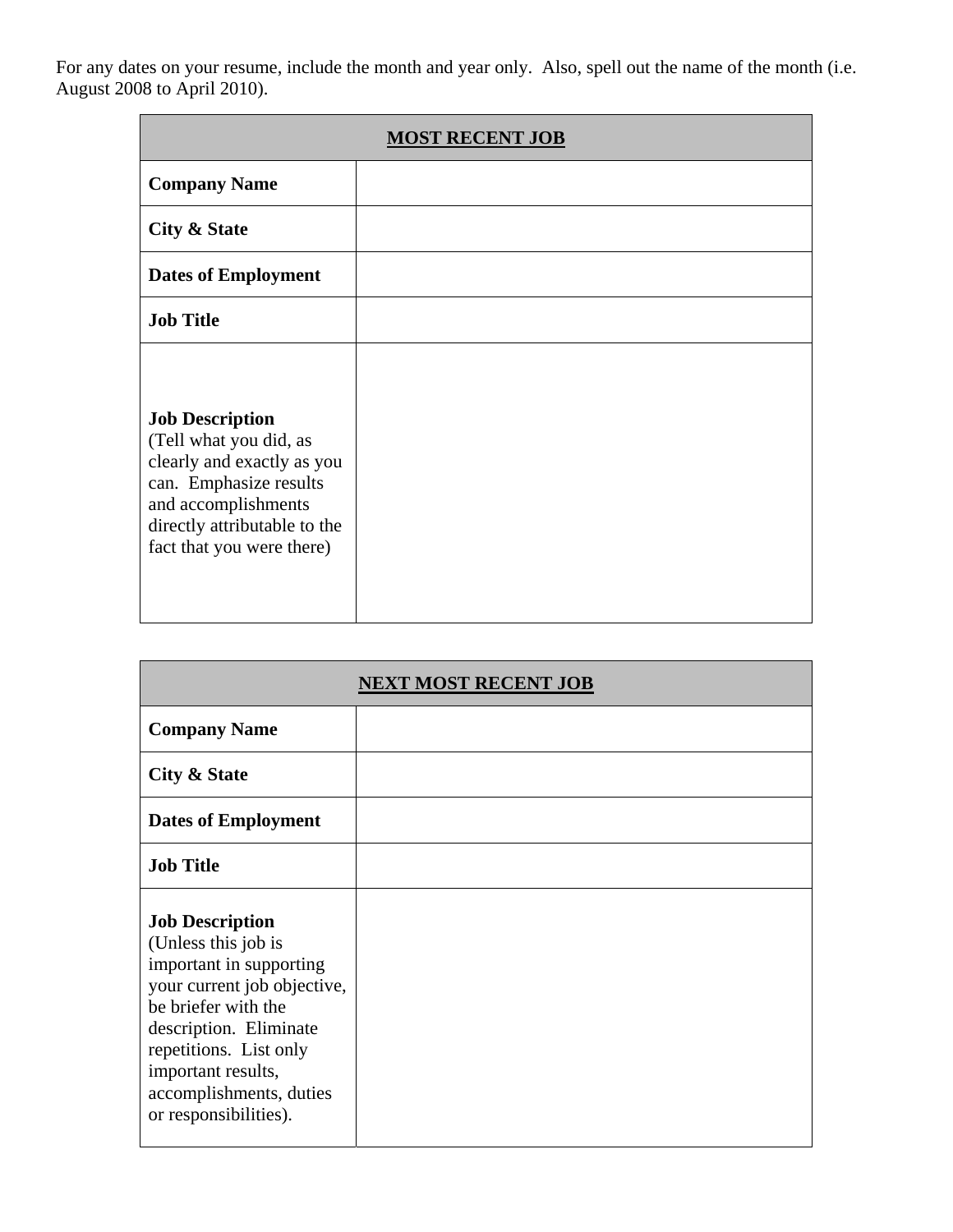For any dates on your resume, include the month and year only. Also, spell out the name of the month (i.e. August 2008 to April 2010).

| **MOST RECENT JOB** | |
|---|---|
| **Company Name** | |
| **City & State** | |
| **Dates of Employment** | |
| **Job Title** | |
| **Job Description** (Tell what you did, as clearly and exactly as you can. Emphasize results and accomplishments directly attributable to the fact that you were there) | |

| **NEXT MOST RECENT JOB** | |
|---|---|
| **Company Name** | |
| **City & State** | |
| **Dates of Employment** | |
| **Job Title** | |
| **Job Description** (Unless this job is important in supporting your current job objective, be briefer with the description. Eliminate repetitions. List only important results, accomplishments, duties or responsibilities). | |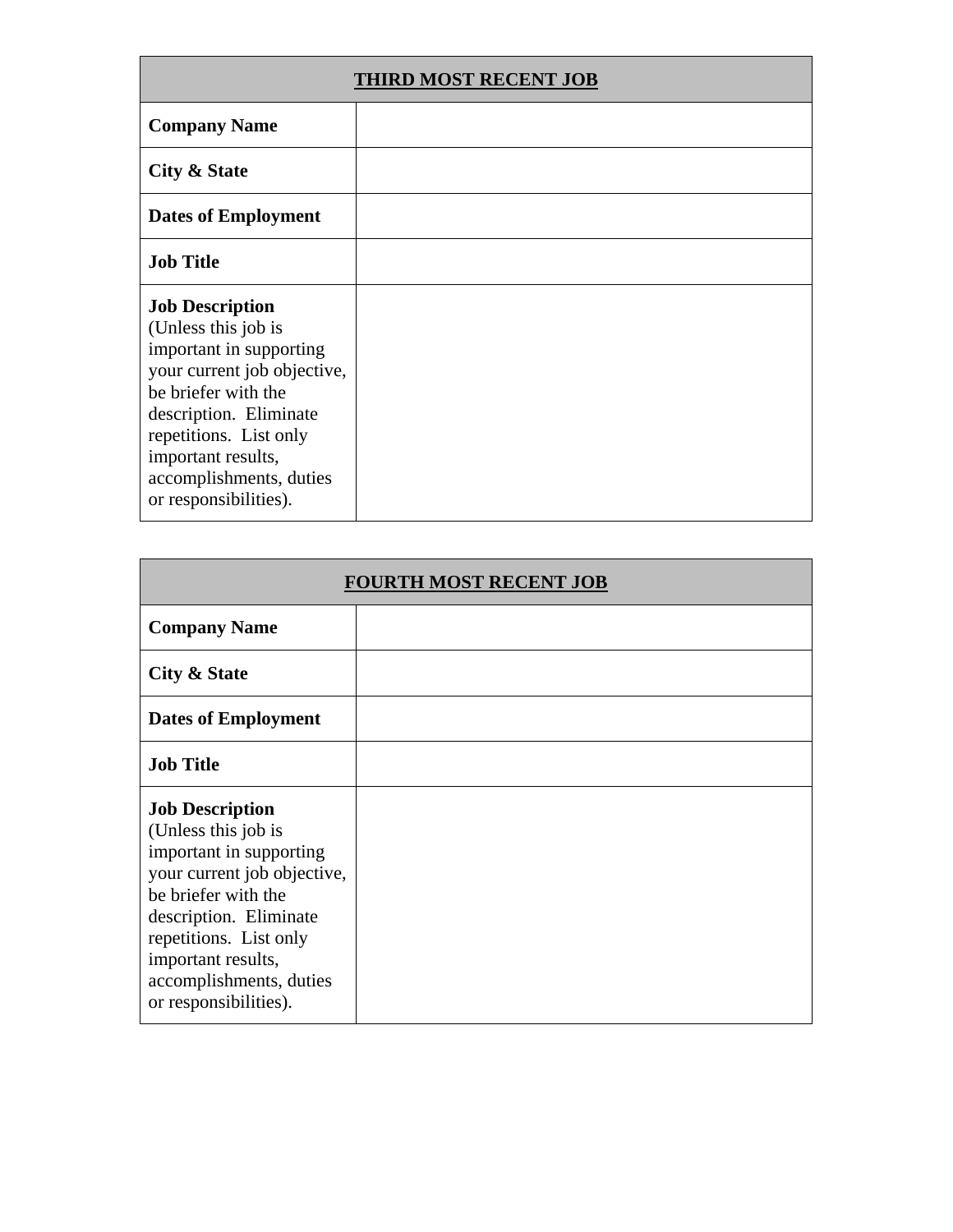| **THIRD MOST RECENT JOB** | |
|---|---|
| **Company Name** | |
| **City & State** | |
| **Dates of Employment** | |
| **Job Title** | |
| **Job Description** (Unless this job is important in supporting your current job objective, be briefer with the description. Eliminate repetitions. List only important results, accomplishments, duties or responsibilities). | |

| **FOURTH MOST RECENT JOB** | |
|---|---|
| **Company Name** | |
| **City & State** | |
| **Dates of Employment** | |
| **Job Title** | |
| **Job Description** (Unless this job is important in supporting your current job objective, be briefer with the description. Eliminate repetitions. List only important results, accomplishments, duties or responsibilities). | |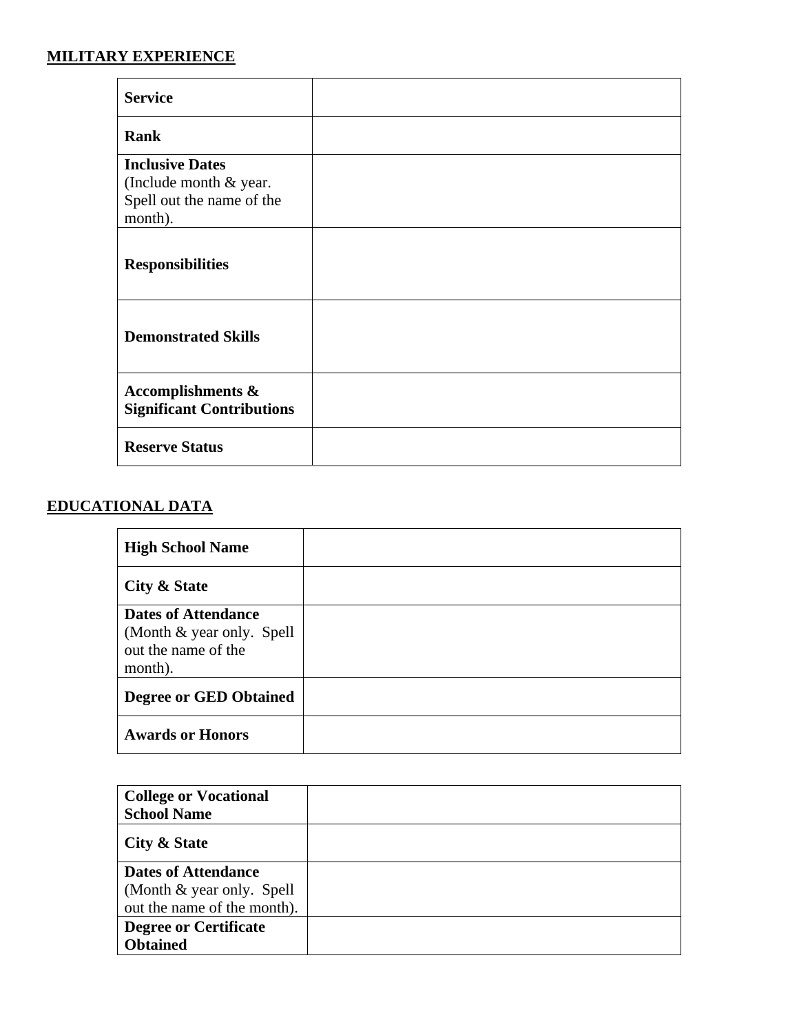**MILITARY EXPERIENCE**

| | |
|---|---|
| **Service** | |
| **Rank** | |
| **Inclusive Dates** (Include month & year. Spell out the name of the month). | |
| **Responsibilities** | |
| **Demonstrated Skills** | |
| **Accomplishments & Significant Contributions** | |
| **Reserve Status** | |

**EDUCATIONAL DATA**

| | |
|---|---|
| **High School Name** | |
| **City & State** | |
| **Dates of Attendance** (Month & year only. Spell out the name of the month). | |
| **Degree or GED Obtained** | |
| **Awards or Honors** | |

| | |
|---|---|
| **College or Vocational School Name** | |
| **City & State** | |
| **Dates of Attendance** (Month & year only. Spell out the name of the month). | |
| **Degree or Certificate Obtained** | |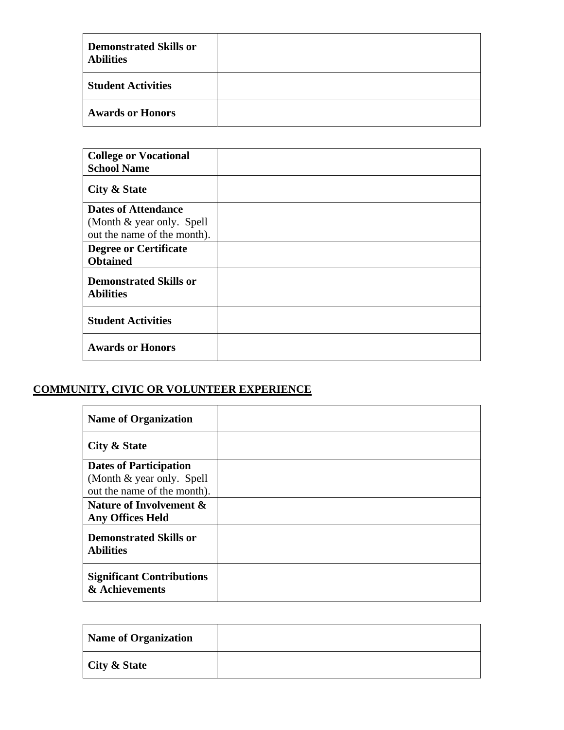| | |
|---|---|
| **Demonstrated Skills or Abilities** | |
| **Student Activities** | |
| **Awards or Honors** | |

| | |
|---|---|
| **College or Vocational School Name** | |
| **City & State** | |
| **Dates of Attendance** (Month & year only. Spell out the name of the month). | |
| **Degree or Certificate Obtained** | |
| **Demonstrated Skills or Abilities** | |
| **Student Activities** | |
| **Awards or Honors** | |

## COMMUNITY, CIVIC OR VOLUNTEER EXPERIENCE

| | |
|---|---|
| **Name of Organization** | |
| **City & State** | |
| **Dates of Participation** (Month & year only. Spell out the name of the month). | |
| **Nature of Involvement & Any Offices Held** | |
| **Demonstrated Skills or Abilities** | |
| **Significant Contributions & Achievements** | |

| | |
|---|---|
| **Name of Organization** | |
| **City & State** | |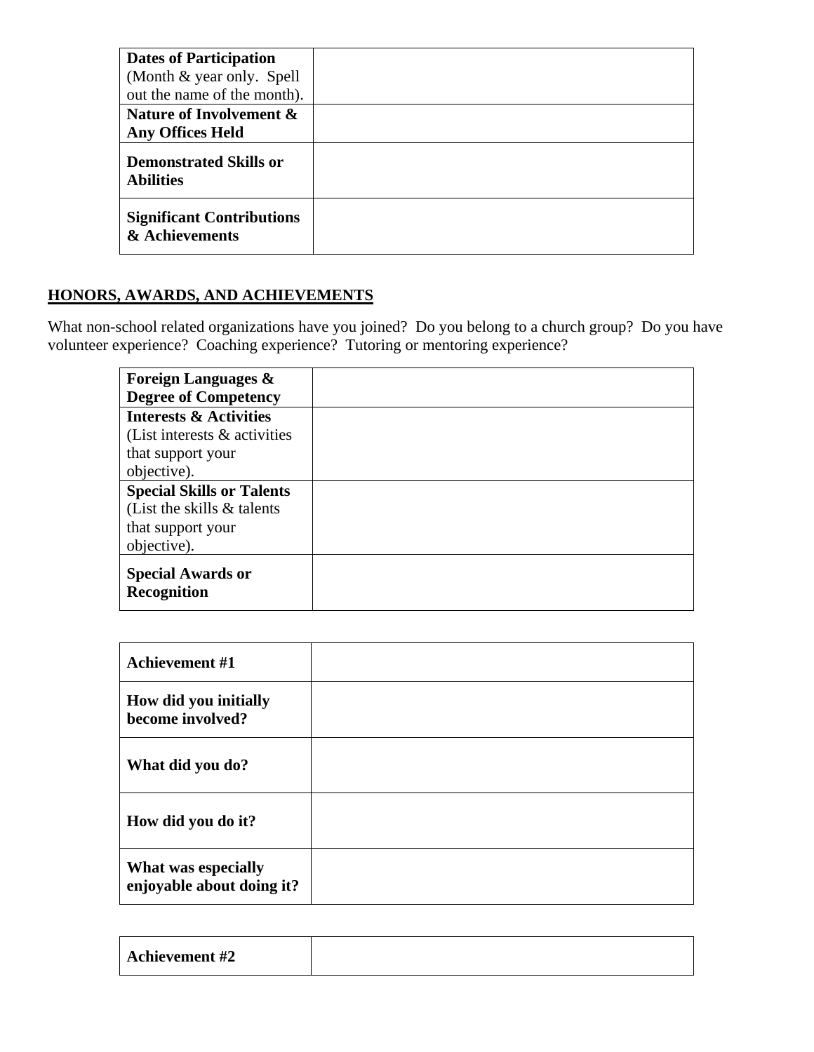| | |
|---|---|
| **Dates of Participation** (Month & year only. Spell out the name of the month). | |
| **Nature of Involvement & Any Offices Held** | |
| **Demonstrated Skills or Abilities** | |
| **Significant Contributions & Achievements** | |

## HONORS, AWARDS, AND ACHIEVEMENTS

What non-school related organizations have you joined? Do you belong to a church group? Do you have volunteer experience? Coaching experience? Tutoring or mentoring experience?

| | |
|---|---|
| **Foreign Languages & Degree of Competency** | |
| **Interests & Activities** (List interests & activities that support your objective). | |
| **Special Skills or Talents** (List the skills & talents that support your objective). | |
| **Special Awards or Recognition** | |

| | |
|---|---|
| **Achievement #1** | |
| **How did you initially become involved?** | |
| **What did you do?** | |
| **How did you do it?** | |
| **What was especially enjoyable about doing it?** | |

| | |
|---|---|
| **Achievement #2** | |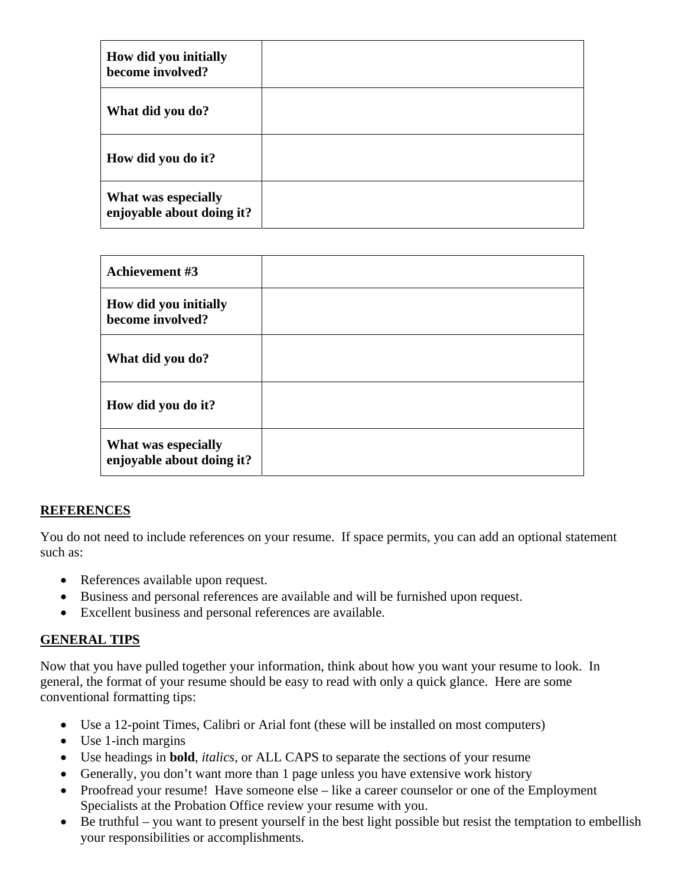| | |
|---|---|
| **How did you initially become involved?** | |
| **What did you do?** | |
| **How did you do it?** | |
| **What was especially enjoyable about doing it?** | |

| | |
|---|---|
| **Achievement #3** | |
| **How did you initially become involved?** | |
| **What did you do?** | |
| **How did you do it?** | |
| **What was especially enjoyable about doing it?** | |

## REFERENCES

You do not need to include references on your resume. If space permits, you can add an optional statement such as:

- References available upon request.
- Business and personal references are available and will be furnished upon request.
- Excellent business and personal references are available.

## GENERAL TIPS

Now that you have pulled together your information, think about how you want your resume to look. In general, the format of your resume should be easy to read with only a quick glance. Here are some conventional formatting tips:

- Use a 12-point Times, Calibri or Arial font (these will be installed on most computers)
- Use 1-inch margins
- Use headings in **bold**, *italics*, or ALL CAPS to separate the sections of your resume
- Generally, you don't want more than 1 page unless you have extensive work history
- Proofread your resume! Have someone else – like a career counselor or one of the Employment Specialists at the Probation Office review your resume with you.
- Be truthful – you want to present yourself in the best light possible but resist the temptation to embellish your responsibilities or accomplishments.